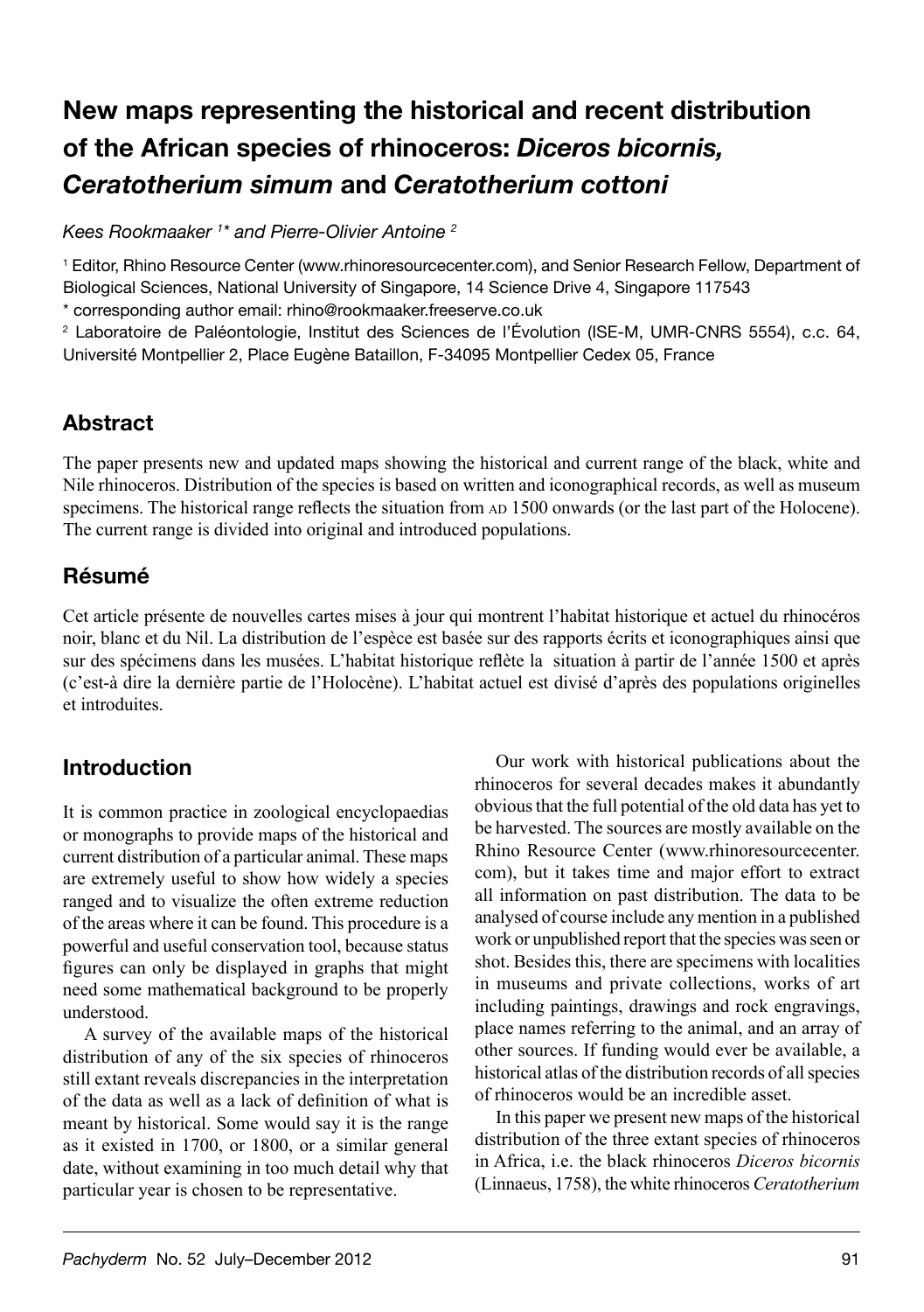# New maps representing the historical and recent distribution of the African species of rhinoceros: *Diceros bicornis, Ceratotherium simum* and *Ceratotherium cottoni*

*Kees Rookmaaker [1]\* and Pierre-Olivier Antoine [2]*

[1] Editor, Rhino Resource Center (www.rhinoresourcecenter.com), and Senior Research Fellow, Department of Biological Sciences, National University of Singapore, 14 Science Drive 4, Singapore 117543

\* corresponding author email: rhino@rookmaaker.freeserve.co.uk

[2] Laboratoire de Paléontologie, Institut des Sciences de l'Évolution (ISE-M, UMR-CNRS 5554), c.c. 64, Université Montpellier 2, Place Eugène Bataillon, F-34095 Montpellier Cedex 05, France

## Abstract

The paper presents new and updated maps showing the historical and current range of the black, white and Nile rhinoceros. Distribution of the species is based on written and iconographical records, as well as museum specimens. The historical range reflects the situation from AD 1500 onwards (or the last part of the Holocene). The current range is divided into original and introduced populations.

## Résumé

Cet article présente de nouvelles cartes mises à jour qui montrent l'habitat historique et actuel du rhinocéros noir, blanc et du Nil. La distribution de l'espèce est basée sur des rapports écrits et iconographiques ainsi que sur des spécimens dans les musées. L'habitat historique reflète la situation à partir de l'année 1500 et après (c'est-à dire la dernière partie de l'Holocène). L'habitat actuel est divisé d'après des populations originelles et introduites.

## Introduction

It is common practice in zoological encyclopaedias or monographs to provide maps of the historical and current distribution of a particular animal. These maps are extremely useful to show how widely a species ranged and to visualize the often extreme reduction of the areas where it can be found. This procedure is a powerful and useful conservation tool, because status figures can only be displayed in graphs that might need some mathematical background to be properly understood.

A survey of the available maps of the historical distribution of any of the six species of rhinoceros still extant reveals discrepancies in the interpretation of the data as well as a lack of definition of what is meant by historical. Some would say it is the range as it existed in 1700, or 1800, or a similar general date, without examining in too much detail why that particular year is chosen to be representative.

Our work with historical publications about the rhinoceros for several decades makes it abundantly obvious that the full potential of the old data has yet to be harvested. The sources are mostly available on the Rhino Resource Center (www.rhinoresourcecenter.com), but it takes time and major effort to extract all information on past distribution. The data to be analysed of course include any mention in a published work or unpublished report that the species was seen or shot. Besides this, there are specimens with localities in museums and private collections, works of art including paintings, drawings and rock engravings, place names referring to the animal, and an array of other sources. If funding would ever be available, a historical atlas of the distribution records of all species of rhinoceros would be an incredible asset.

In this paper we present new maps of the historical distribution of the three extant species of rhinoceros in Africa, i.e. the black rhinoceros *Diceros bicornis* (Linnaeus, 1758), the white rhinoceros *Ceratotherium*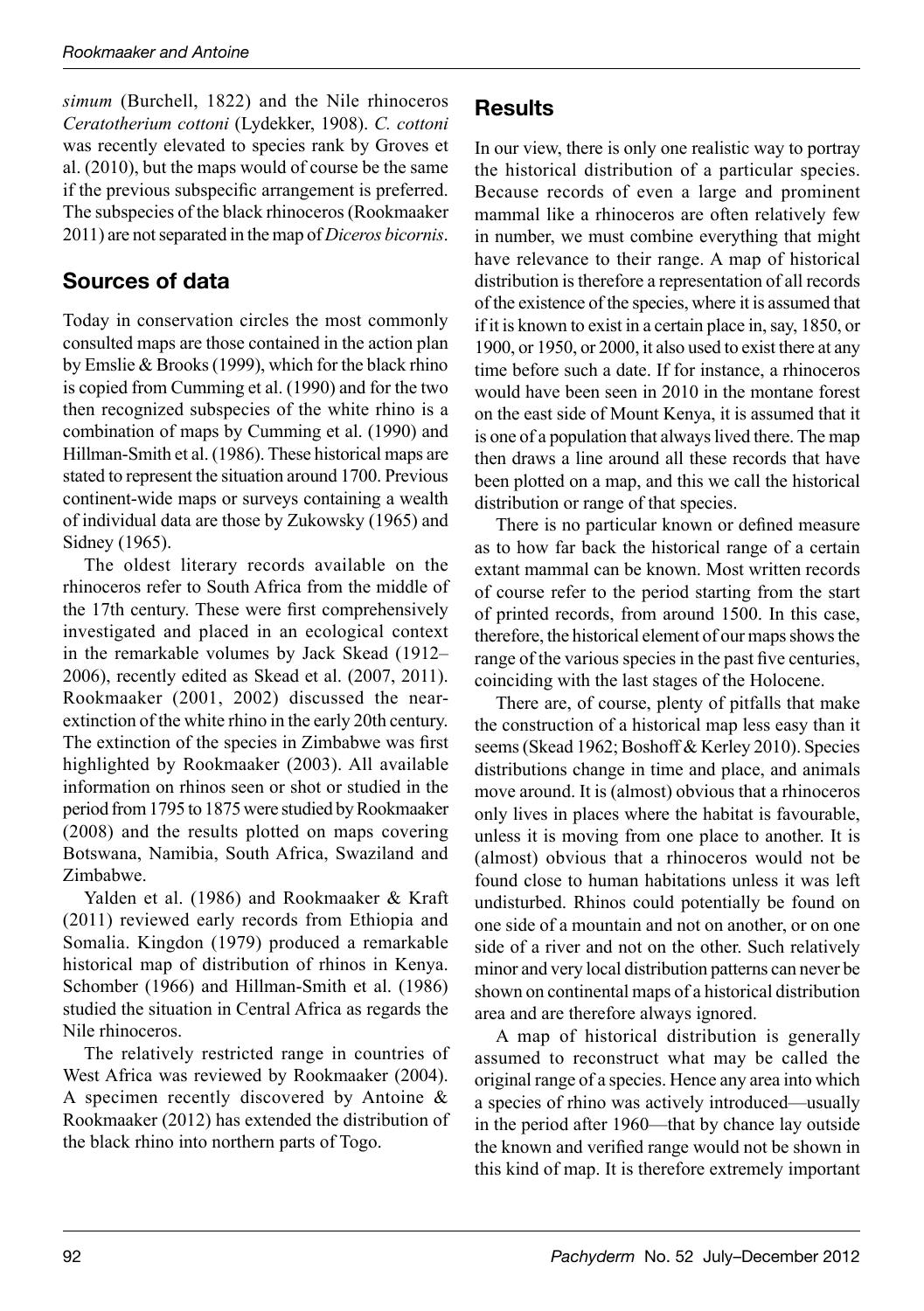*simum* (Burchell, 1822) and the Nile rhinoceros *Ceratotherium cottoni* (Lydekker, 1908). *C. cottoni* was recently elevated to species rank by Groves et al. (2010), but the maps would of course be the same if the previous subspecific arrangement is preferred. The subspecies of the black rhinoceros (Rookmaaker 2011) are not separated in the map of *Diceros bicornis*.

## Sources of data

Today in conservation circles the most commonly consulted maps are those contained in the action plan by Emslie & Brooks (1999), which for the black rhino is copied from Cumming et al. (1990) and for the two then recognized subspecies of the white rhino is a combination of maps by Cumming et al. (1990) and Hillman-Smith et al. (1986). These historical maps are stated to represent the situation around 1700. Previous continent-wide maps or surveys containing a wealth of individual data are those by Zukowsky (1965) and Sidney (1965).

The oldest literary records available on the rhinoceros refer to South Africa from the middle of the 17th century. These were first comprehensively investigated and placed in an ecological context in the remarkable volumes by Jack Skead (1912–2006), recently edited as Skead et al. (2007, 2011). Rookmaaker (2001, 2002) discussed the near-extinction of the white rhino in the early 20th century. The extinction of the species in Zimbabwe was first highlighted by Rookmaaker (2003). All available information on rhinos seen or shot or studied in the period from 1795 to 1875 were studied by Rookmaaker (2008) and the results plotted on maps covering Botswana, Namibia, South Africa, Swaziland and Zimbabwe.

Yalden et al. (1986) and Rookmaaker & Kraft (2011) reviewed early records from Ethiopia and Somalia. Kingdon (1979) produced a remarkable historical map of distribution of rhinos in Kenya. Schomber (1966) and Hillman-Smith et al. (1986) studied the situation in Central Africa as regards the Nile rhinoceros.

The relatively restricted range in countries of West Africa was reviewed by Rookmaaker (2004). A specimen recently discovered by Antoine & Rookmaaker (2012) has extended the distribution of the black rhino into northern parts of Togo.

## Results

In our view, there is only one realistic way to portray the historical distribution of a particular species. Because records of even a large and prominent mammal like a rhinoceros are often relatively few in number, we must combine everything that might have relevance to their range. A map of historical distribution is therefore a representation of all records of the existence of the species, where it is assumed that if it is known to exist in a certain place in, say, 1850, or 1900, or 1950, or 2000, it also used to exist there at any time before such a date. If for instance, a rhinoceros would have been seen in 2010 in the montane forest on the east side of Mount Kenya, it is assumed that it is one of a population that always lived there. The map then draws a line around all these records that have been plotted on a map, and this we call the historical distribution or range of that species.

There is no particular known or defined measure as to how far back the historical range of a certain extant mammal can be known. Most written records of course refer to the period starting from the start of printed records, from around 1500. In this case, therefore, the historical element of our maps shows the range of the various species in the past five centuries, coinciding with the last stages of the Holocene.

There are, of course, plenty of pitfalls that make the construction of a historical map less easy than it seems (Skead 1962; Boshoff & Kerley 2010). Species distributions change in time and place, and animals move around. It is (almost) obvious that a rhinoceros only lives in places where the habitat is favourable, unless it is moving from one place to another. It is (almost) obvious that a rhinoceros would not be found close to human habitations unless it was left undisturbed. Rhinos could potentially be found on one side of a mountain and not on another, or on one side of a river and not on the other. Such relatively minor and very local distribution patterns can never be shown on continental maps of a historical distribution area and are therefore always ignored.

A map of historical distribution is generally assumed to reconstruct what may be called the original range of a species. Hence any area into which a species of rhino was actively introduced—usually in the period after 1960—that by chance lay outside the known and verified range would not be shown in this kind of map. It is therefore extremely important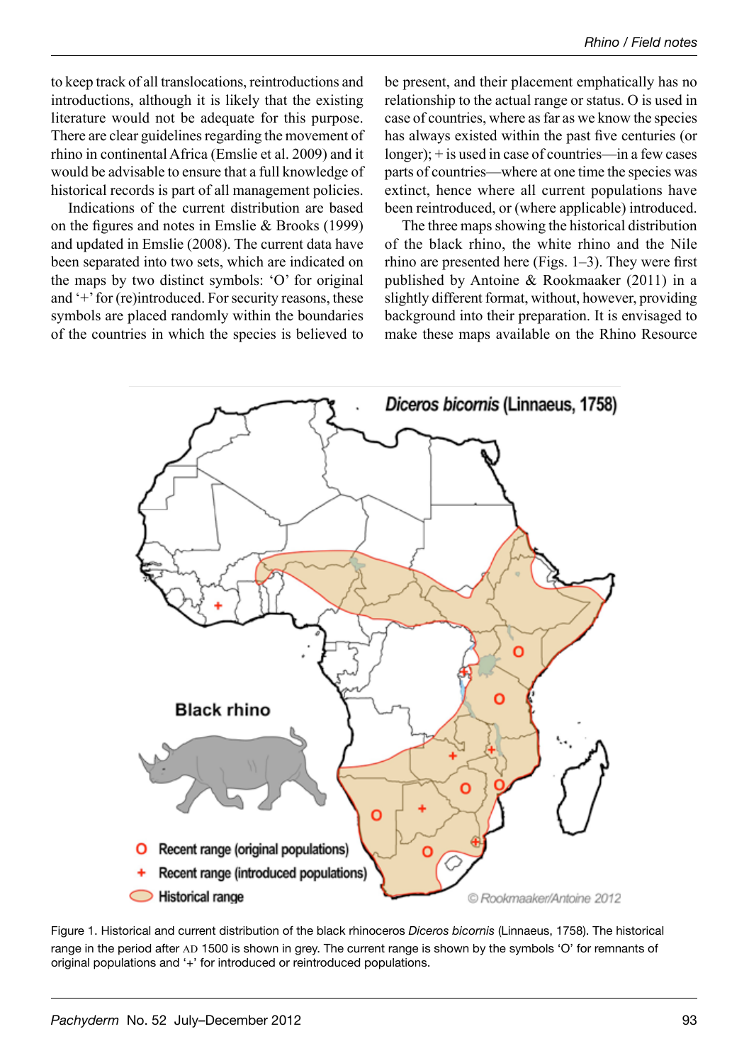to keep track of all translocations, reintroductions and introductions, although it is likely that the existing literature would not be adequate for this purpose. There are clear guidelines regarding the movement of rhino in continental Africa (Emslie et al. 2009) and it would be advisable to ensure that a full knowledge of historical records is part of all management policies.

Indications of the current distribution are based on the figures and notes in Emslie & Brooks (1999) and updated in Emslie (2008). The current data have been separated into two sets, which are indicated on the maps by two distinct symbols: 'O' for original and '+' for (re)introduced. For security reasons, these symbols are placed randomly within the boundaries of the countries in which the species is believed to be present, and their placement emphatically has no relationship to the actual range or status. O is used in case of countries, where as far as we know the species has always existed within the past five centuries (or longer); + is used in case of countries—in a few cases parts of countries—where at one time the species was extinct, hence where all current populations have been reintroduced, or (where applicable) introduced.

The three maps showing the historical distribution of the black rhino, the white rhino and the Nile rhino are presented here (Figs. 1–3). They were first published by Antoine & Rookmaaker (2011) in a slightly different format, without, however, providing background into their preparation. It is envisaged to make these maps available on the Rhino Resource

Figure 1. Historical and current distribution of the black rhinoceros *Diceros bicornis* (Linnaeus, 1758). The historical range in the period after AD 1500 is shown in grey. The current range is shown by the symbols 'O' for remnants of original populations and '+' for introduced or reintroduced populations.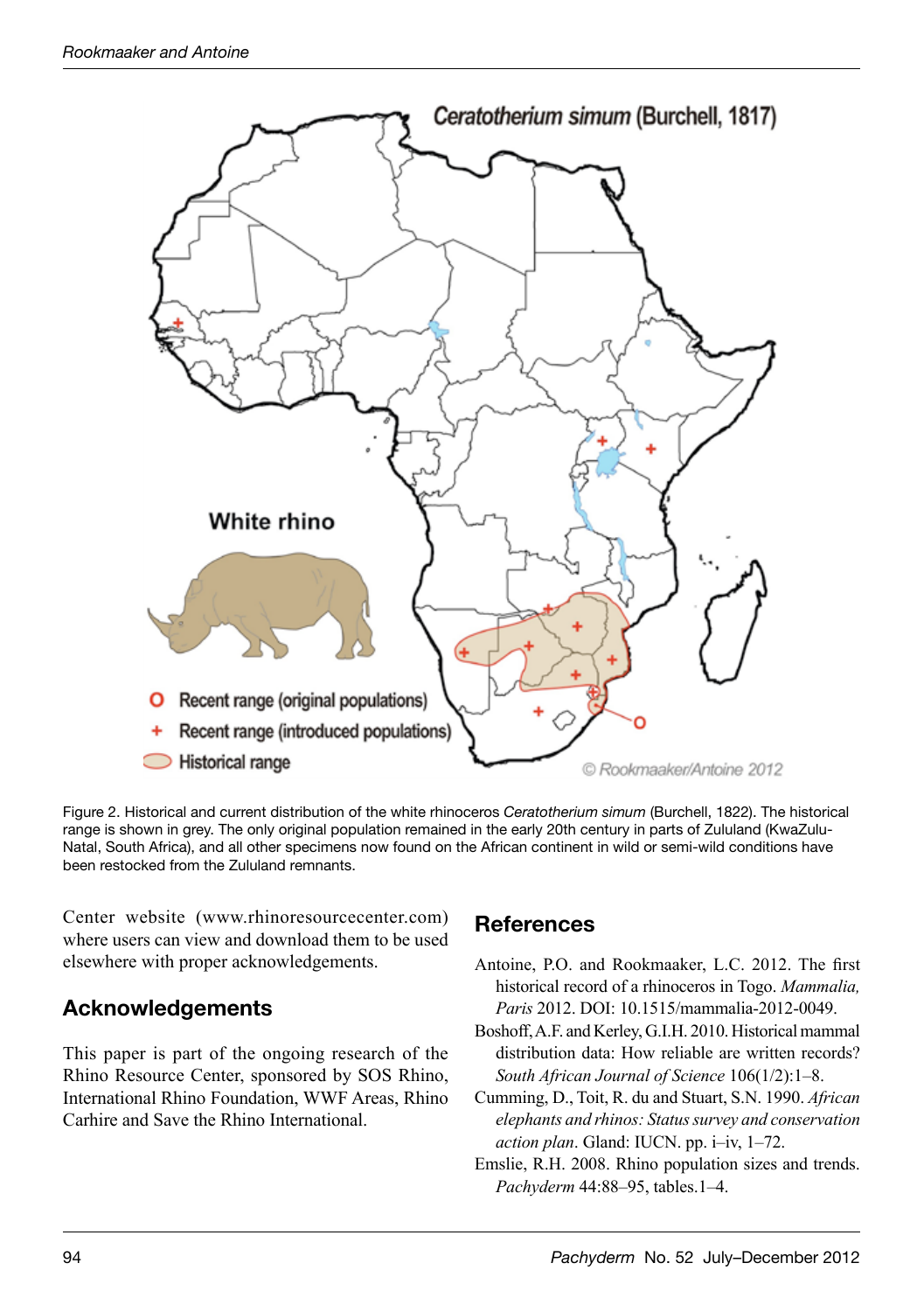Figure 2. Historical and current distribution of the white rhinoceros *Ceratotherium simum* (Burchell, 1822). The historical range is shown in grey. The only original population remained in the early 20th century in parts of Zululand (KwaZulu-Natal, South Africa), and all other specimens now found on the African continent in wild or semi-wild conditions have been restocked from the Zululand remnants.

Center website (www.rhinoresourcecenter.com) where users can view and download them to be used elsewhere with proper acknowledgements.

## Acknowledgements

This paper is part of the ongoing research of the Rhino Resource Center, sponsored by SOS Rhino, International Rhino Foundation, WWF Areas, Rhino Carhire and Save the Rhino International.

## References

Antoine, P.O. and Rookmaaker, L.C. 2012. The first historical record of a rhinoceros in Togo. *Mammalia, Paris* 2012. DOI: 10.1515/mammalia-2012-0049.

Boshoff, A.F. and Kerley, G.I.H. 2010. Historical mammal distribution data: How reliable are written records? *South African Journal of Science* 106(1/2):1–8.

Cumming, D., Toit, R. du and Stuart, S.N. 1990. *African elephants and rhinos: Status survey and conservation action plan*. Gland: IUCN. pp. i–iv, 1–72.

Emslie, R.H. 2008. Rhino population sizes and trends. *Pachyderm* 44:88–95, tables.1–4.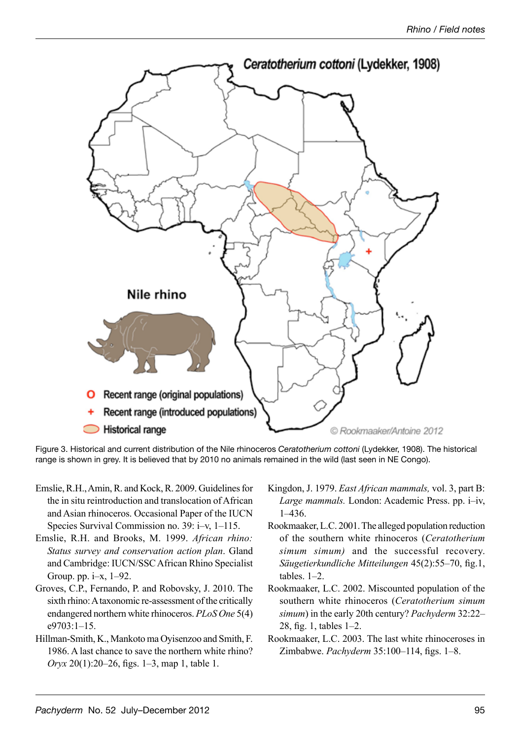Figure 3. Historical and current distribution of the Nile rhinoceros *Ceratotherium cottoni* (Lydekker, 1908). The historical range is shown in grey. It is believed that by 2010 no animals remained in the wild (last seen in NE Congo).

Emslie, R.H., Amin, R. and Kock, R. 2009. Guidelines for the in situ reintroduction and translocation of African and Asian rhinoceros. Occasional Paper of the IUCN Species Survival Commission no. 39: i–v, 1–115.

Emslie, R.H. and Brooks, M. 1999. *African rhino: Status survey and conservation action plan*. Gland and Cambridge: IUCN/SSC African Rhino Specialist Group. pp. i–x, 1–92.

Groves, C.P., Fernando, P. and Robovsky, J. 2010. The sixth rhino: A taxonomic re-assessment of the critically endangered northern white rhinoceros. *PLoS One* 5(4) e9703:1–15.

Hillman-Smith, K., Mankoto ma Oyisenzoo and Smith, F. 1986. A last chance to save the northern white rhino? *Oryx* 20(1):20–26, figs. 1–3, map 1, table 1.

Kingdon, J. 1979. *East African mammals,* vol. 3, part B: *Large mammals.* London: Academic Press. pp. i–iv, 1–436.

Rookmaaker, L.C. 2001. The alleged population reduction of the southern white rhinoceros (*Ceratotherium simum simum)* and the successful recovery. *Säugetierkundliche Mitteilungen* 45(2):55–70, fig.1, tables. 1–2.

Rookmaaker, L.C. 2002. Miscounted population of the southern white rhinoceros (*Ceratotherium simum simum*) in the early 20th century? *Pachyderm* 32:22–28, fig. 1, tables 1–2.

Rookmaaker, L.C. 2003. The last white rhinoceroses in Zimbabwe. *Pachyderm* 35:100–114, figs. 1–8.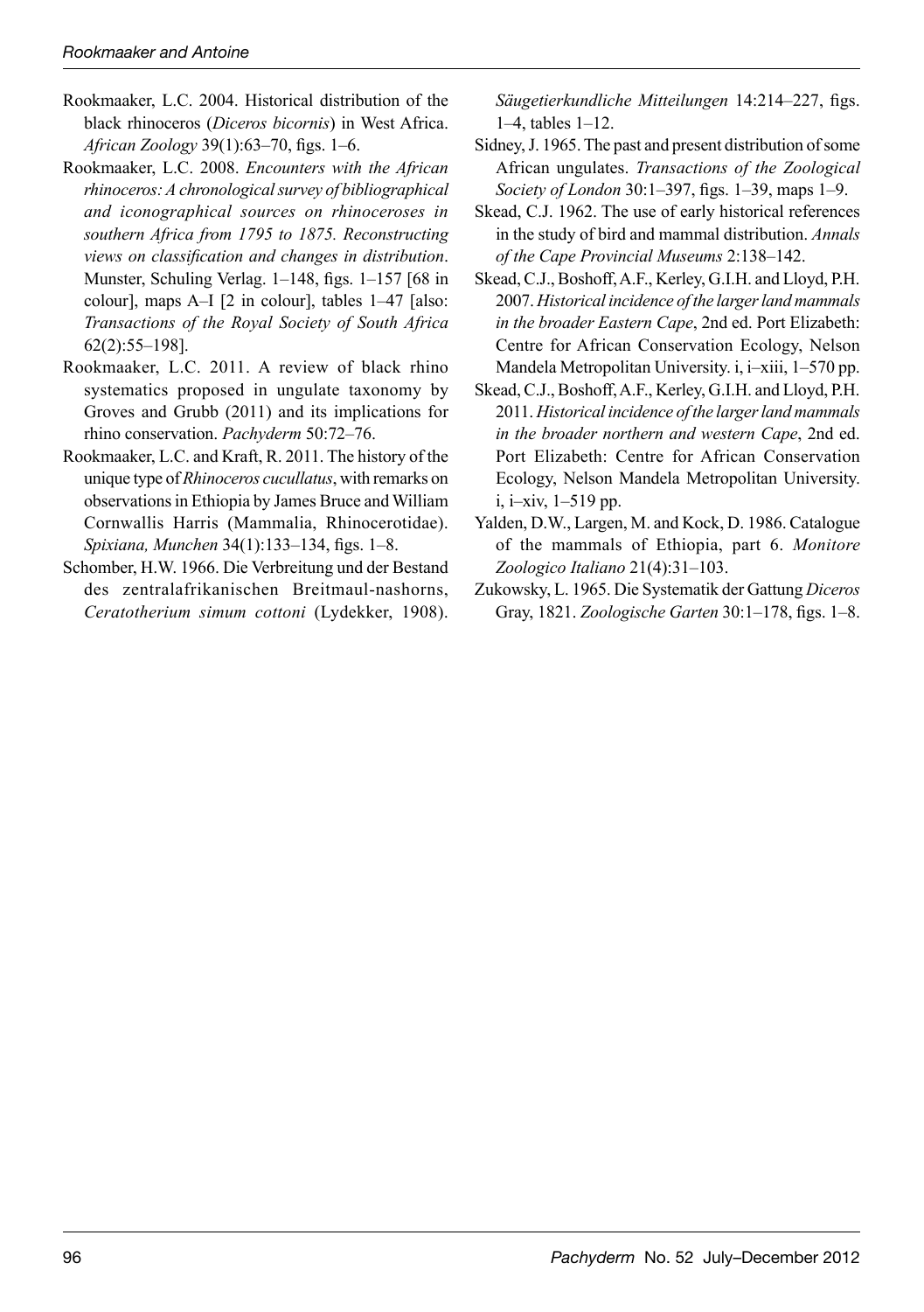Rookmaaker, L.C. 2004. Historical distribution of the black rhinoceros (*Diceros bicornis*) in West Africa. *African Zoology* 39(1):63–70, figs. 1–6.

Rookmaaker, L.C. 2008. *Encounters with the African rhinoceros: A chronological survey of bibliographical and iconographical sources on rhinoceroses in southern Africa from 1795 to 1875. Reconstructing views on classification and changes in distribution*. Munster, Schuling Verlag. 1–148, figs. 1–157 [68 in colour], maps A–I [2 in colour], tables 1–47 [also: *Transactions of the Royal Society of South Africa* 62(2):55–198].

Rookmaaker, L.C. 2011. A review of black rhino systematics proposed in ungulate taxonomy by Groves and Grubb (2011) and its implications for rhino conservation. *Pachyderm* 50:72–76.

Rookmaaker, L.C. and Kraft, R. 2011. The history of the unique type of *Rhinoceros cucullatus*, with remarks on observations in Ethiopia by James Bruce and William Cornwallis Harris (Mammalia, Rhinocerotidae). *Spixiana, Munchen* 34(1):133–134, figs. 1–8.

Schomber, H.W. 1966. Die Verbreitung und der Bestand des zentralafrikanischen Breitmaul-nashorns, *Ceratotherium simum cottoni* (Lydekker, 1908). *Säugetierkundliche Mitteilungen* 14:214–227, figs. 1–4, tables 1–12.

Sidney, J. 1965. The past and present distribution of some African ungulates. *Transactions of the Zoological Society of London* 30:1–397, figs. 1–39, maps 1–9.

Skead, C.J. 1962. The use of early historical references in the study of bird and mammal distribution. *Annals of the Cape Provincial Museums* 2:138–142.

Skead, C.J., Boshoff, A.F., Kerley, G.I.H. and Lloyd, P.H. 2007. *Historical incidence of the larger land mammals in the broader Eastern Cape*, 2nd ed. Port Elizabeth: Centre for African Conservation Ecology, Nelson Mandela Metropolitan University. i, i–xiii, 1–570 pp.

Skead, C.J., Boshoff, A.F., Kerley, G.I.H. and Lloyd, P.H. 2011. *Historical incidence of the larger land mammals in the broader northern and western Cape*, 2nd ed. Port Elizabeth: Centre for African Conservation Ecology, Nelson Mandela Metropolitan University. i, i–xiv, 1–519 pp.

Yalden, D.W., Largen, M. and Kock, D. 1986. Catalogue of the mammals of Ethiopia, part 6. *Monitore Zoologico Italiano* 21(4):31–103.

Zukowsky, L. 1965. Die Systematik der Gattung *Diceros* Gray, 1821. *Zoologische Garten* 30:1–178, figs. 1–8.